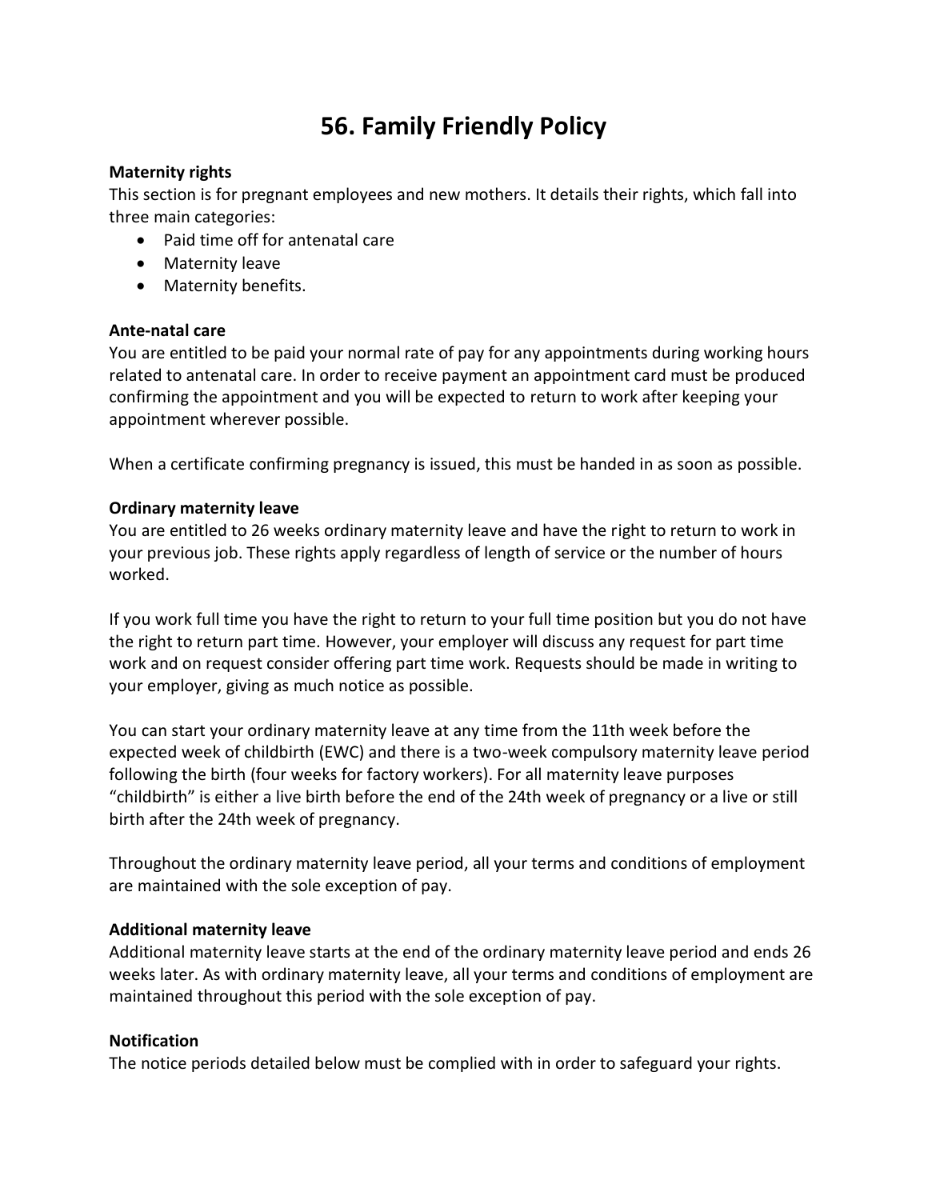# 56. Family Friendly Policy

**Maternity rights**
This section is for pregnant employees and new mothers. It details their rights, which fall into three main categories:

- Paid time off for antenatal care
- Maternity leave
- Maternity benefits.

**Ante-natal care**
You are entitled to be paid your normal rate of pay for any appointments during working hours related to antenatal care. In order to receive payment an appointment card must be produced confirming the appointment and you will be expected to return to work after keeping your appointment wherever possible.

When a certificate confirming pregnancy is issued, this must be handed in as soon as possible.

**Ordinary maternity leave**
You are entitled to 26 weeks ordinary maternity leave and have the right to return to work in your previous job. These rights apply regardless of length of service or the number of hours worked.

If you work full time you have the right to return to your full time position but you do not have the right to return part time. However, your employer will discuss any request for part time work and on request consider offering part time work. Requests should be made in writing to your employer, giving as much notice as possible.

You can start your ordinary maternity leave at any time from the 11th week before the expected week of childbirth (EWC) and there is a two-week compulsory maternity leave period following the birth (four weeks for factory workers). For all maternity leave purposes "childbirth" is either a live birth before the end of the 24th week of pregnancy or a live or still birth after the 24th week of pregnancy.

Throughout the ordinary maternity leave period, all your terms and conditions of employment are maintained with the sole exception of pay.

**Additional maternity leave**
Additional maternity leave starts at the end of the ordinary maternity leave period and ends 26 weeks later. As with ordinary maternity leave, all your terms and conditions of employment are maintained throughout this period with the sole exception of pay.

**Notification**
The notice periods detailed below must be complied with in order to safeguard your rights.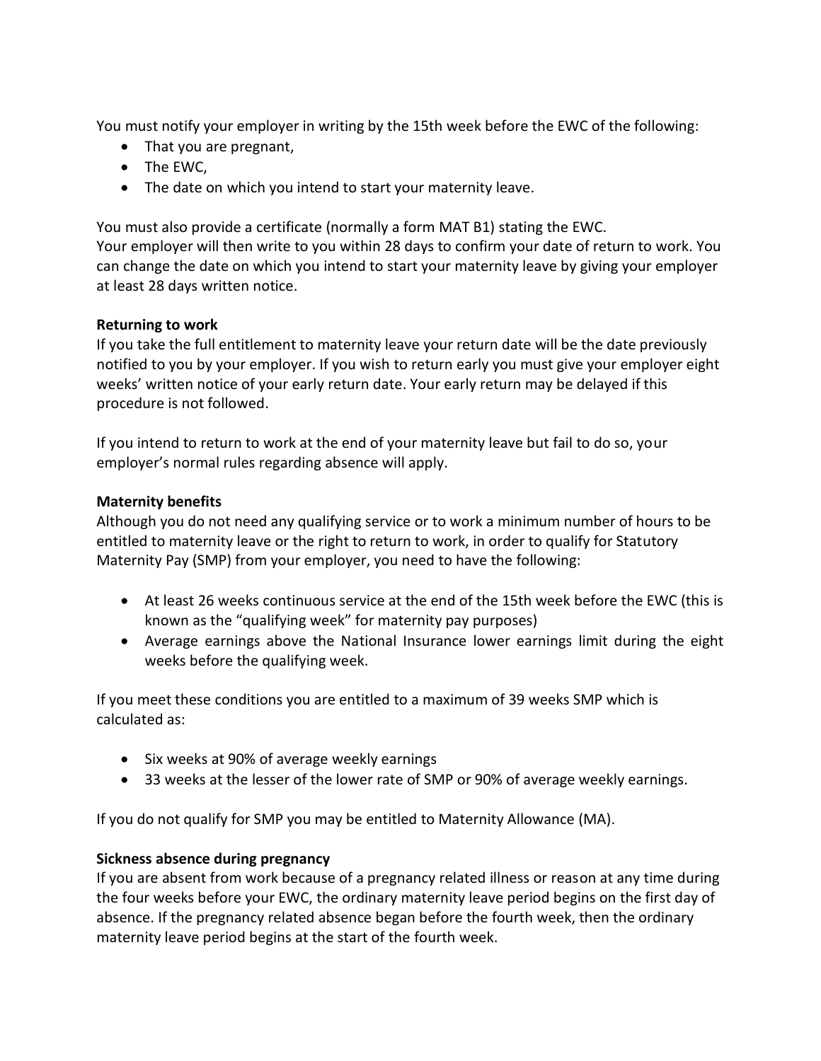You must notify your employer in writing by the 15th week before the EWC of the following:

- That you are pregnant,
- The EWC,
- The date on which you intend to start your maternity leave.

You must also provide a certificate (normally a form MAT B1) stating the EWC.
Your employer will then write to you within 28 days to confirm your date of return to work. You can change the date on which you intend to start your maternity leave by giving your employer at least 28 days written notice.

**Returning to work**
If you take the full entitlement to maternity leave your return date will be the date previously notified to you by your employer. If you wish to return early you must give your employer eight weeks' written notice of your early return date. Your early return may be delayed if this procedure is not followed.

If you intend to return to work at the end of your maternity leave but fail to do so, your employer's normal rules regarding absence will apply.

**Maternity benefits**
Although you do not need any qualifying service or to work a minimum number of hours to be entitled to maternity leave or the right to return to work, in order to qualify for Statutory Maternity Pay (SMP) from your employer, you need to have the following:

- At least 26 weeks continuous service at the end of the 15th week before the EWC (this is known as the "qualifying week" for maternity pay purposes)
- Average earnings above the National Insurance lower earnings limit during the eight weeks before the qualifying week.

If you meet these conditions you are entitled to a maximum of 39 weeks SMP which is calculated as:

- Six weeks at 90% of average weekly earnings
- 33 weeks at the lesser of the lower rate of SMP or 90% of average weekly earnings.

If you do not qualify for SMP you may be entitled to Maternity Allowance (MA).

**Sickness absence during pregnancy**
If you are absent from work because of a pregnancy related illness or reason at any time during the four weeks before your EWC, the ordinary maternity leave period begins on the first day of absence. If the pregnancy related absence began before the fourth week, then the ordinary maternity leave period begins at the start of the fourth week.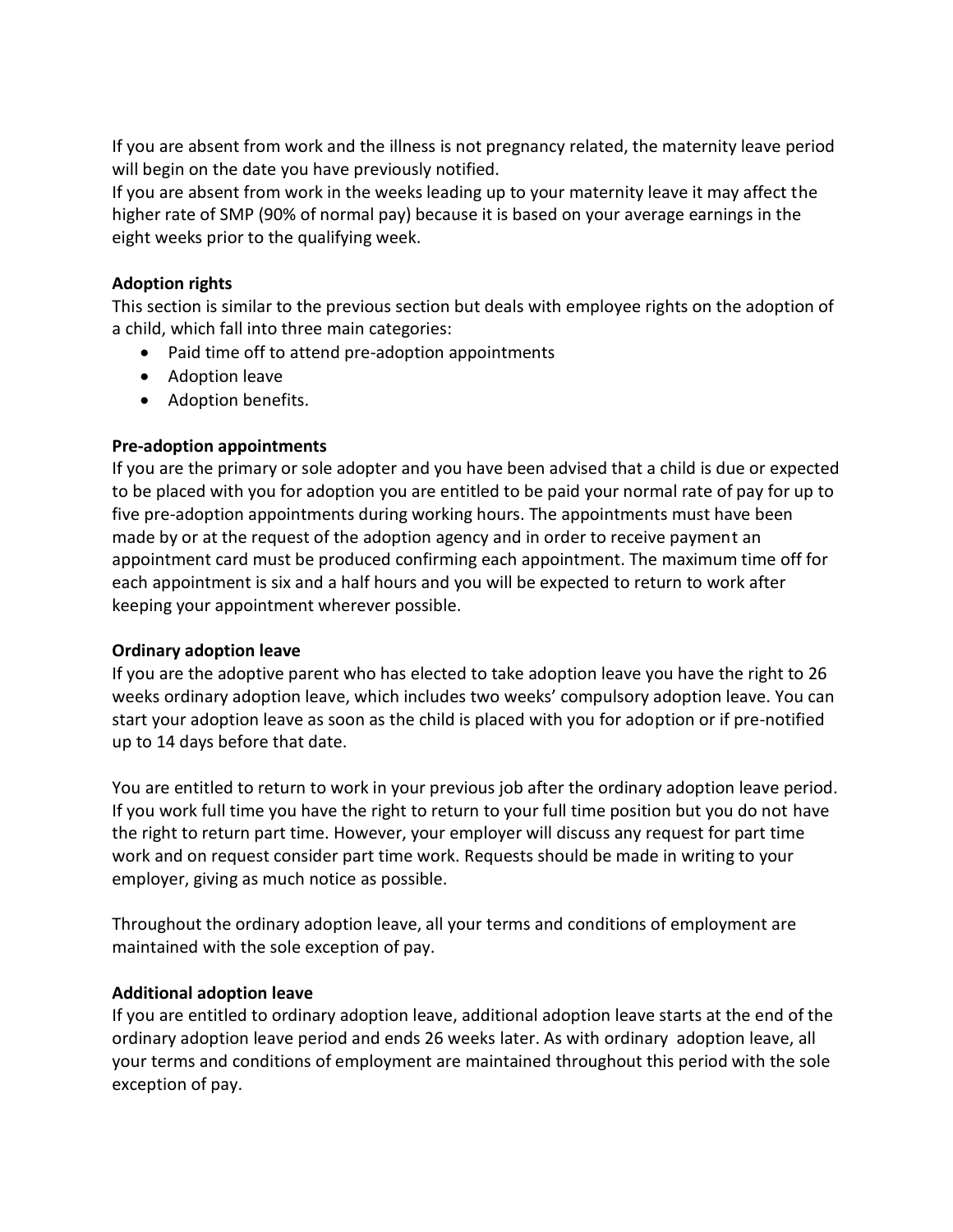If you are absent from work and the illness is not pregnancy related, the maternity leave period will begin on the date you have previously notified.

If you are absent from work in the weeks leading up to your maternity leave it may affect the higher rate of SMP (90% of normal pay) because it is based on your average earnings in the eight weeks prior to the qualifying week.

**Adoption rights**

This section is similar to the previous section but deals with employee rights on the adoption of a child, which fall into three main categories:

- Paid time off to attend pre-adoption appointments
- Adoption leave
- Adoption benefits.

**Pre-adoption appointments**

If you are the primary or sole adopter and you have been advised that a child is due or expected to be placed with you for adoption you are entitled to be paid your normal rate of pay for up to five pre-adoption appointments during working hours. The appointments must have been made by or at the request of the adoption agency and in order to receive payment an appointment card must be produced confirming each appointment. The maximum time off for each appointment is six and a half hours and you will be expected to return to work after keeping your appointment wherever possible.

**Ordinary adoption leave**

If you are the adoptive parent who has elected to take adoption leave you have the right to 26 weeks ordinary adoption leave, which includes two weeks' compulsory adoption leave. You can start your adoption leave as soon as the child is placed with you for adoption or if pre-notified up to 14 days before that date.

You are entitled to return to work in your previous job after the ordinary adoption leave period. If you work full time you have the right to return to your full time position but you do not have the right to return part time. However, your employer will discuss any request for part time work and on request consider part time work. Requests should be made in writing to your employer, giving as much notice as possible.

Throughout the ordinary adoption leave, all your terms and conditions of employment are maintained with the sole exception of pay.

**Additional adoption leave**

If you are entitled to ordinary adoption leave, additional adoption leave starts at the end of the ordinary adoption leave period and ends 26 weeks later. As with ordinary adoption leave, all your terms and conditions of employment are maintained throughout this period with the sole exception of pay.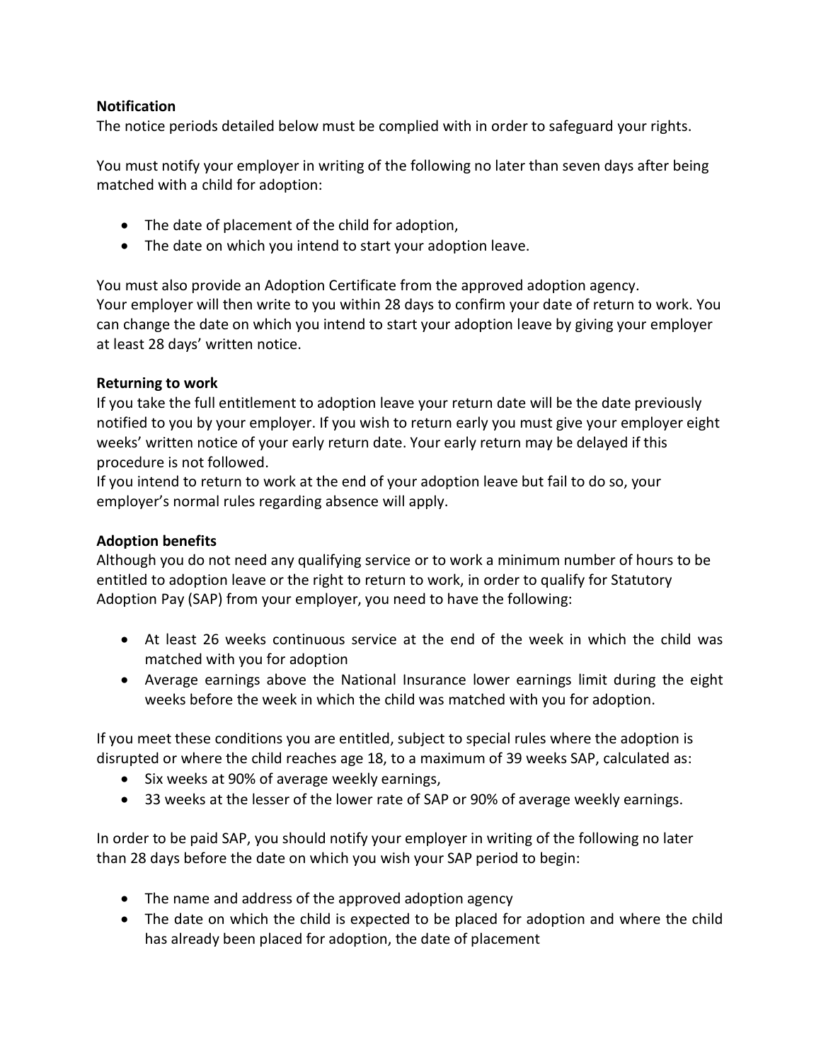**Notification**

The notice periods detailed below must be complied with in order to safeguard your rights.

You must notify your employer in writing of the following no later than seven days after being matched with a child for adoption:

- The date of placement of the child for adoption,
- The date on which you intend to start your adoption leave.

You must also provide an Adoption Certificate from the approved adoption agency.
Your employer will then write to you within 28 days to confirm your date of return to work. You can change the date on which you intend to start your adoption leave by giving your employer at least 28 days' written notice.

**Returning to work**

If you take the full entitlement to adoption leave your return date will be the date previously notified to you by your employer. If you wish to return early you must give your employer eight weeks' written notice of your early return date. Your early return may be delayed if this procedure is not followed.
If you intend to return to work at the end of your adoption leave but fail to do so, your employer's normal rules regarding absence will apply.

**Adoption benefits**

Although you do not need any qualifying service or to work a minimum number of hours to be entitled to adoption leave or the right to return to work, in order to qualify for Statutory Adoption Pay (SAP) from your employer, you need to have the following:

- At least 26 weeks continuous service at the end of the week in which the child was matched with you for adoption
- Average earnings above the National Insurance lower earnings limit during the eight weeks before the week in which the child was matched with you for adoption.

If you meet these conditions you are entitled, subject to special rules where the adoption is disrupted or where the child reaches age 18, to a maximum of 39 weeks SAP, calculated as:

- Six weeks at 90% of average weekly earnings,
- 33 weeks at the lesser of the lower rate of SAP or 90% of average weekly earnings.

In order to be paid SAP, you should notify your employer in writing of the following no later than 28 days before the date on which you wish your SAP period to begin:

- The name and address of the approved adoption agency
- The date on which the child is expected to be placed for adoption and where the child has already been placed for adoption, the date of placement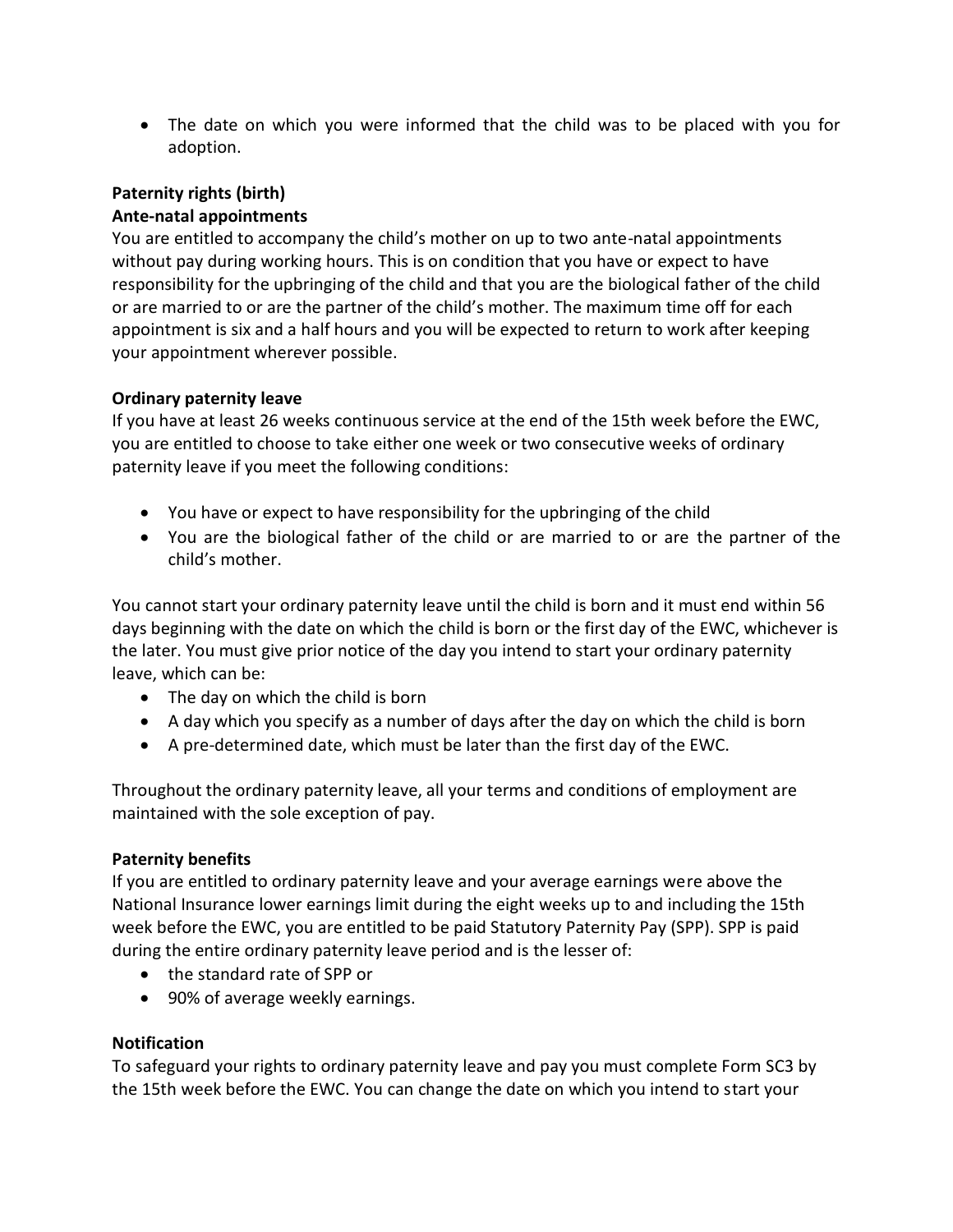- The date on which you were informed that the child was to be placed with you for adoption.

**Paternity rights (birth)**

**Ante-natal appointments**

You are entitled to accompany the child's mother on up to two ante-natal appointments without pay during working hours. This is on condition that you have or expect to have responsibility for the upbringing of the child and that you are the biological father of the child or are married to or are the partner of the child's mother. The maximum time off for each appointment is six and a half hours and you will be expected to return to work after keeping your appointment wherever possible.

**Ordinary paternity leave**

If you have at least 26 weeks continuous service at the end of the 15th week before the EWC, you are entitled to choose to take either one week or two consecutive weeks of ordinary paternity leave if you meet the following conditions:

- You have or expect to have responsibility for the upbringing of the child
- You are the biological father of the child or are married to or are the partner of the child's mother.

You cannot start your ordinary paternity leave until the child is born and it must end within 56 days beginning with the date on which the child is born or the first day of the EWC, whichever is the later. You must give prior notice of the day you intend to start your ordinary paternity leave, which can be:

- The day on which the child is born
- A day which you specify as a number of days after the day on which the child is born
- A pre-determined date, which must be later than the first day of the EWC.

Throughout the ordinary paternity leave, all your terms and conditions of employment are maintained with the sole exception of pay.

**Paternity benefits**

If you are entitled to ordinary paternity leave and your average earnings were above the National Insurance lower earnings limit during the eight weeks up to and including the 15th week before the EWC, you are entitled to be paid Statutory Paternity Pay (SPP). SPP is paid during the entire ordinary paternity leave period and is the lesser of:

- the standard rate of SPP or
- 90% of average weekly earnings.

**Notification**

To safeguard your rights to ordinary paternity leave and pay you must complete Form SC3 by the 15th week before the EWC. You can change the date on which you intend to start your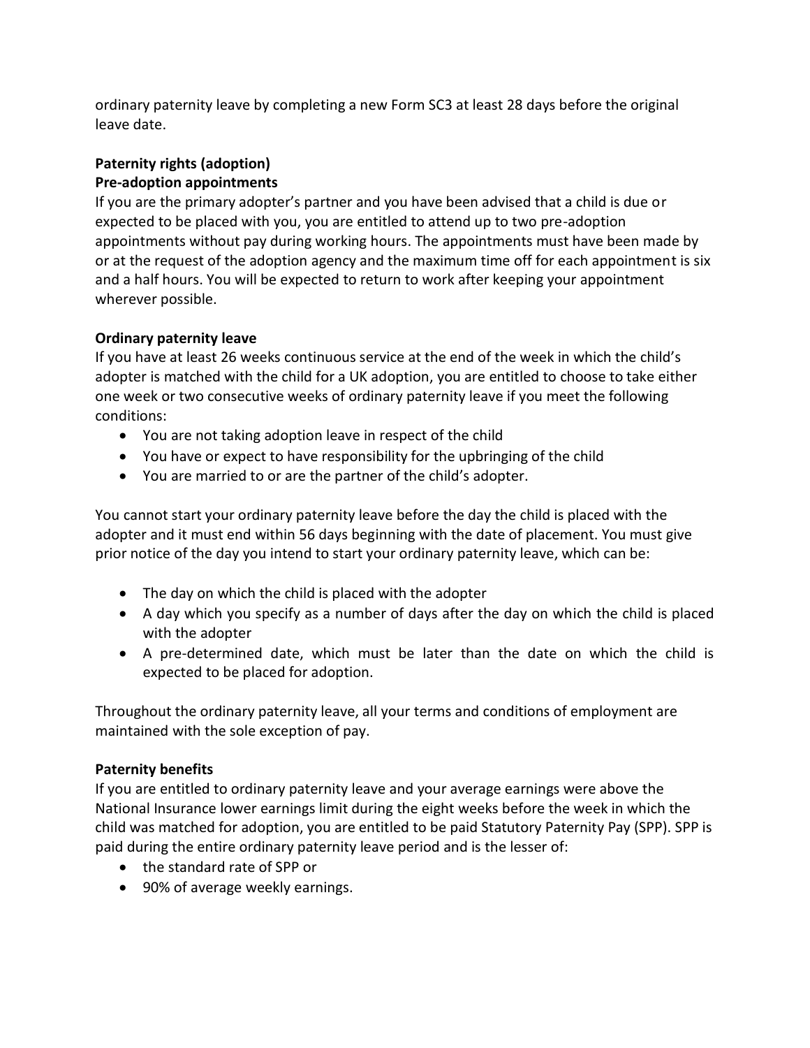ordinary paternity leave by completing a new Form SC3 at least 28 days before the original leave date.

**Paternity rights (adoption)**

**Pre-adoption appointments**

If you are the primary adopter's partner and you have been advised that a child is due or expected to be placed with you, you are entitled to attend up to two pre-adoption appointments without pay during working hours. The appointments must have been made by or at the request of the adoption agency and the maximum time off for each appointment is six and a half hours. You will be expected to return to work after keeping your appointment wherever possible.

**Ordinary paternity leave**

If you have at least 26 weeks continuous service at the end of the week in which the child's adopter is matched with the child for a UK adoption, you are entitled to choose to take either one week or two consecutive weeks of ordinary paternity leave if you meet the following conditions:

- You are not taking adoption leave in respect of the child
- You have or expect to have responsibility for the upbringing of the child
- You are married to or are the partner of the child's adopter.

You cannot start your ordinary paternity leave before the day the child is placed with the adopter and it must end within 56 days beginning with the date of placement. You must give prior notice of the day you intend to start your ordinary paternity leave, which can be:

- The day on which the child is placed with the adopter
- A day which you specify as a number of days after the day on which the child is placed with the adopter
- A pre-determined date, which must be later than the date on which the child is expected to be placed for adoption.

Throughout the ordinary paternity leave, all your terms and conditions of employment are maintained with the sole exception of pay.

**Paternity benefits**

If you are entitled to ordinary paternity leave and your average earnings were above the National Insurance lower earnings limit during the eight weeks before the week in which the child was matched for adoption, you are entitled to be paid Statutory Paternity Pay (SPP). SPP is paid during the entire ordinary paternity leave period and is the lesser of:

- the standard rate of SPP or
- 90% of average weekly earnings.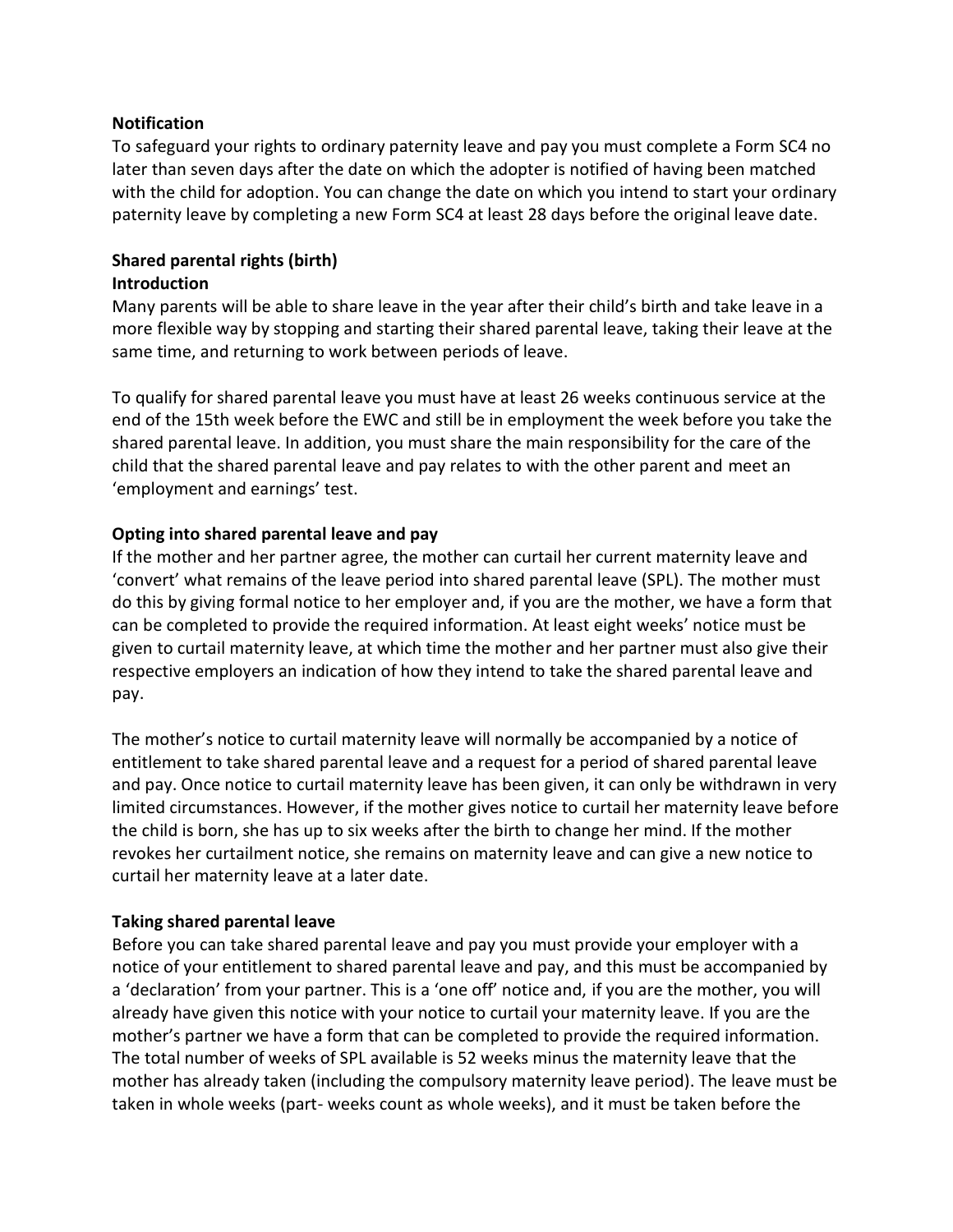**Notification**

To safeguard your rights to ordinary paternity leave and pay you must complete a Form SC4 no later than seven days after the date on which the adopter is notified of having been matched with the child for adoption. You can change the date on which you intend to start your ordinary paternity leave by completing a new Form SC4 at least 28 days before the original leave date.

**Shared parental rights (birth)**

**Introduction**

Many parents will be able to share leave in the year after their child's birth and take leave in a more flexible way by stopping and starting their shared parental leave, taking their leave at the same time, and returning to work between periods of leave.

To qualify for shared parental leave you must have at least 26 weeks continuous service at the end of the 15th week before the EWC and still be in employment the week before you take the shared parental leave. In addition, you must share the main responsibility for the care of the child that the shared parental leave and pay relates to with the other parent and meet an 'employment and earnings' test.

**Opting into shared parental leave and pay**

If the mother and her partner agree, the mother can curtail her current maternity leave and 'convert' what remains of the leave period into shared parental leave (SPL). The mother must do this by giving formal notice to her employer and, if you are the mother, we have a form that can be completed to provide the required information. At least eight weeks' notice must be given to curtail maternity leave, at which time the mother and her partner must also give their respective employers an indication of how they intend to take the shared parental leave and pay.

The mother's notice to curtail maternity leave will normally be accompanied by a notice of entitlement to take shared parental leave and a request for a period of shared parental leave and pay. Once notice to curtail maternity leave has been given, it can only be withdrawn in very limited circumstances. However, if the mother gives notice to curtail her maternity leave before the child is born, she has up to six weeks after the birth to change her mind. If the mother revokes her curtailment notice, she remains on maternity leave and can give a new notice to curtail her maternity leave at a later date.

**Taking shared parental leave**

Before you can take shared parental leave and pay you must provide your employer with a notice of your entitlement to shared parental leave and pay, and this must be accompanied by a 'declaration' from your partner. This is a 'one off' notice and, if you are the mother, you will already have given this notice with your notice to curtail your maternity leave. If you are the mother's partner we have a form that can be completed to provide the required information. The total number of weeks of SPL available is 52 weeks minus the maternity leave that the mother has already taken (including the compulsory maternity leave period). The leave must be taken in whole weeks (part- weeks count as whole weeks), and it must be taken before the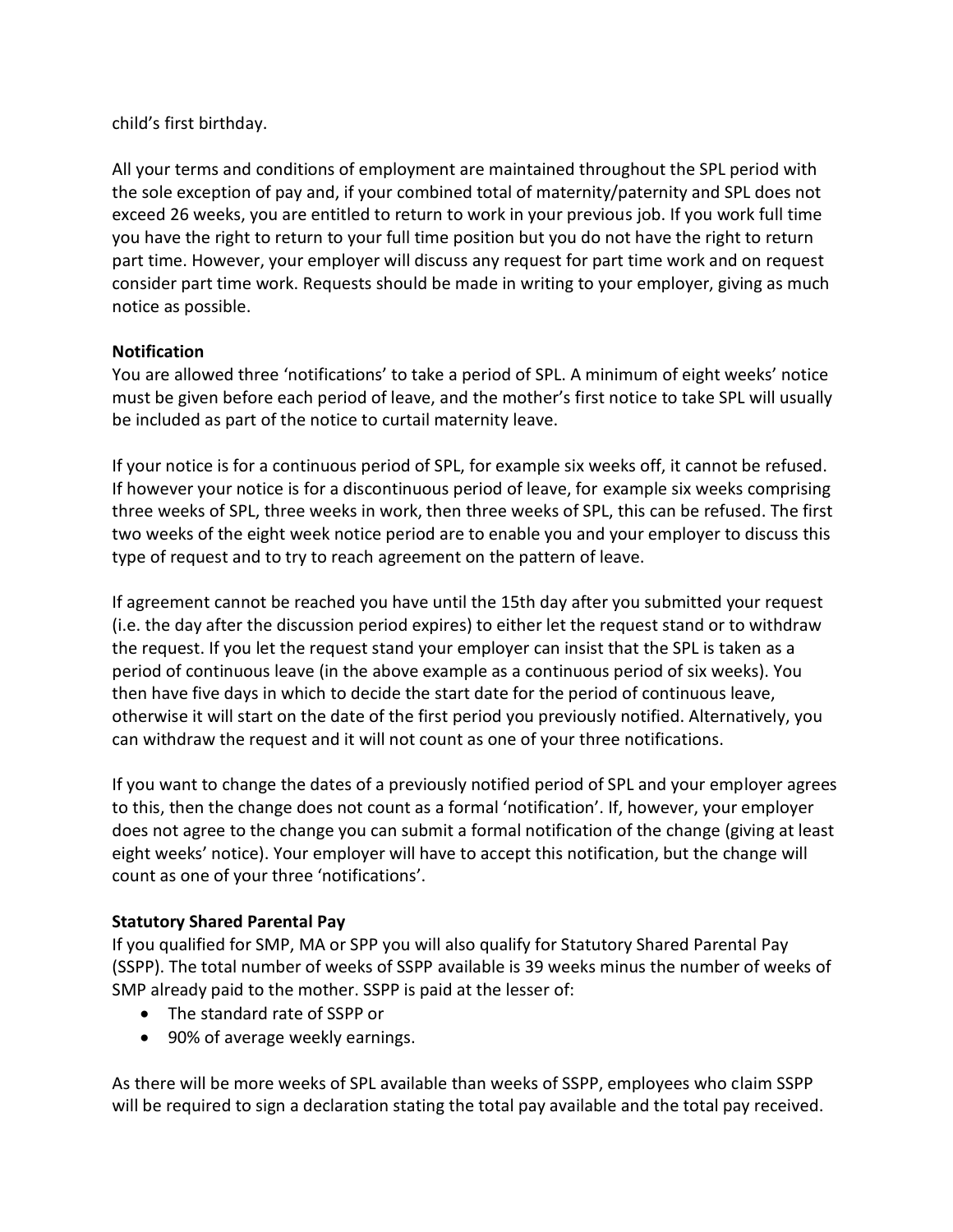child's first birthday.

All your terms and conditions of employment are maintained throughout the SPL period with the sole exception of pay and, if your combined total of maternity/paternity and SPL does not exceed 26 weeks, you are entitled to return to work in your previous job. If you work full time you have the right to return to your full time position but you do not have the right to return part time. However, your employer will discuss any request for part time work and on request consider part time work. Requests should be made in writing to your employer, giving as much notice as possible.

**Notification**

You are allowed three 'notifications' to take a period of SPL. A minimum of eight weeks' notice must be given before each period of leave, and the mother's first notice to take SPL will usually be included as part of the notice to curtail maternity leave.

If your notice is for a continuous period of SPL, for example six weeks off, it cannot be refused. If however your notice is for a discontinuous period of leave, for example six weeks comprising three weeks of SPL, three weeks in work, then three weeks of SPL, this can be refused. The first two weeks of the eight week notice period are to enable you and your employer to discuss this type of request and to try to reach agreement on the pattern of leave.

If agreement cannot be reached you have until the 15th day after you submitted your request (i.e. the day after the discussion period expires) to either let the request stand or to withdraw the request. If you let the request stand your employer can insist that the SPL is taken as a period of continuous leave (in the above example as a continuous period of six weeks). You then have five days in which to decide the start date for the period of continuous leave, otherwise it will start on the date of the first period you previously notified. Alternatively, you can withdraw the request and it will not count as one of your three notifications.

If you want to change the dates of a previously notified period of SPL and your employer agrees to this, then the change does not count as a formal 'notification'. If, however, your employer does not agree to the change you can submit a formal notification of the change (giving at least eight weeks' notice). Your employer will have to accept this notification, but the change will count as one of your three 'notifications'.

**Statutory Shared Parental Pay**

If you qualified for SMP, MA or SPP you will also qualify for Statutory Shared Parental Pay (SSPP). The total number of weeks of SSPP available is 39 weeks minus the number of weeks of SMP already paid to the mother. SSPP is paid at the lesser of:

- The standard rate of SSPP or
- 90% of average weekly earnings.

As there will be more weeks of SPL available than weeks of SSPP, employees who claim SSPP will be required to sign a declaration stating the total pay available and the total pay received.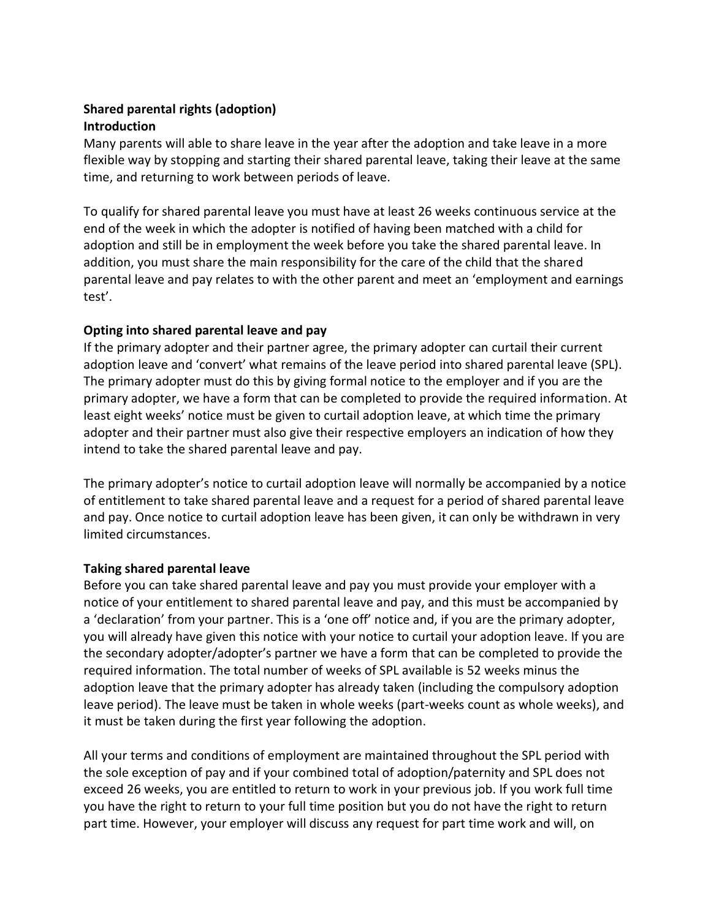**Shared parental rights (adoption)**

**Introduction**

Many parents will able to share leave in the year after the adoption and take leave in a more flexible way by stopping and starting their shared parental leave, taking their leave at the same time, and returning to work between periods of leave.

To qualify for shared parental leave you must have at least 26 weeks continuous service at the end of the week in which the adopter is notified of having been matched with a child for adoption and still be in employment the week before you take the shared parental leave. In addition, you must share the main responsibility for the care of the child that the shared parental leave and pay relates to with the other parent and meet an 'employment and earnings test'.

**Opting into shared parental leave and pay**

If the primary adopter and their partner agree, the primary adopter can curtail their current adoption leave and 'convert' what remains of the leave period into shared parental leave (SPL). The primary adopter must do this by giving formal notice to the employer and if you are the primary adopter, we have a form that can be completed to provide the required information. At least eight weeks' notice must be given to curtail adoption leave, at which time the primary adopter and their partner must also give their respective employers an indication of how they intend to take the shared parental leave and pay.

The primary adopter's notice to curtail adoption leave will normally be accompanied by a notice of entitlement to take shared parental leave and a request for a period of shared parental leave and pay. Once notice to curtail adoption leave has been given, it can only be withdrawn in very limited circumstances.

**Taking shared parental leave**

Before you can take shared parental leave and pay you must provide your employer with a notice of your entitlement to shared parental leave and pay, and this must be accompanied by a 'declaration' from your partner. This is a 'one off' notice and, if you are the primary adopter, you will already have given this notice with your notice to curtail your adoption leave. If you are the secondary adopter/adopter's partner we have a form that can be completed to provide the required information. The total number of weeks of SPL available is 52 weeks minus the adoption leave that the primary adopter has already taken (including the compulsory adoption leave period). The leave must be taken in whole weeks (part-weeks count as whole weeks), and it must be taken during the first year following the adoption.

All your terms and conditions of employment are maintained throughout the SPL period with the sole exception of pay and if your combined total of adoption/paternity and SPL does not exceed 26 weeks, you are entitled to return to work in your previous job. If you work full time you have the right to return to your full time position but you do not have the right to return part time. However, your employer will discuss any request for part time work and will, on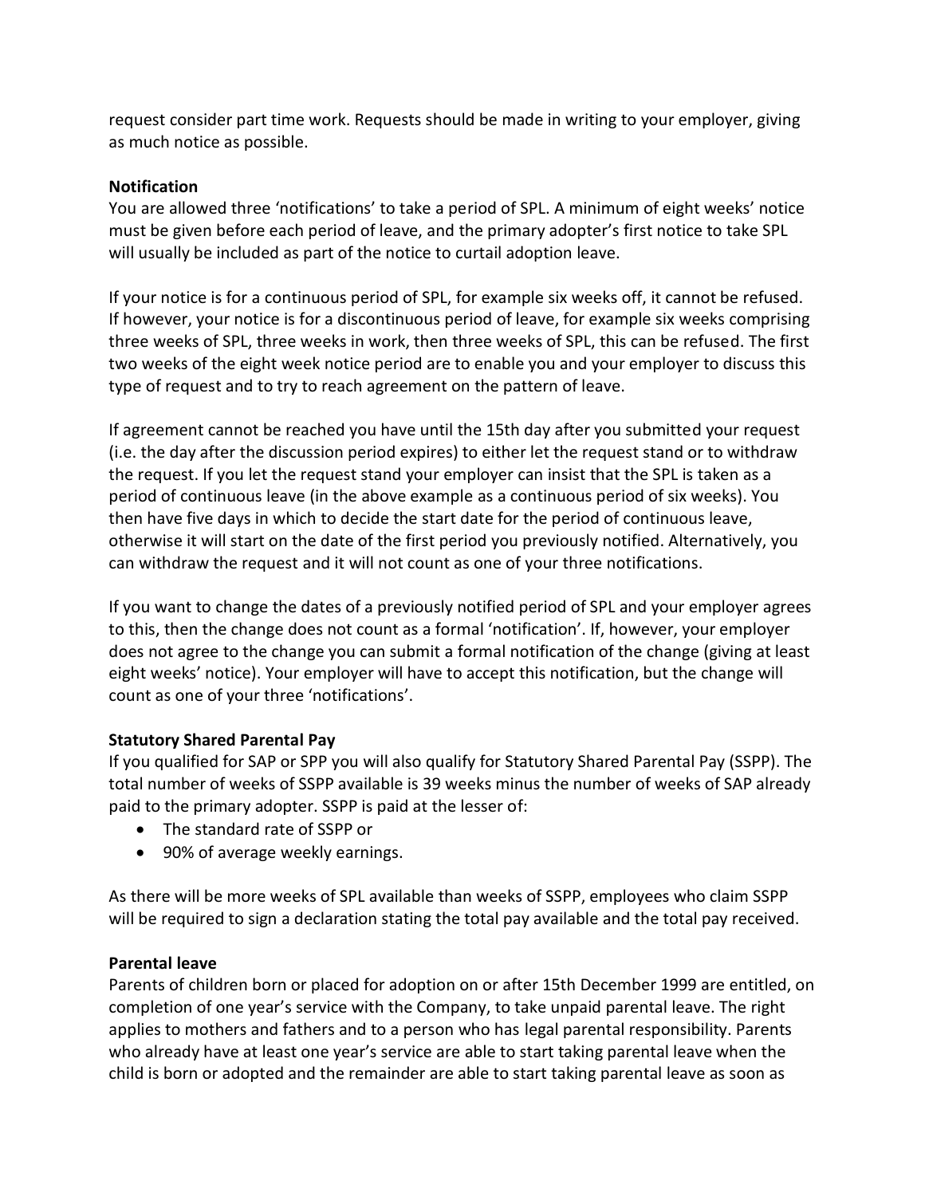request consider part time work. Requests should be made in writing to your employer, giving as much notice as possible.

**Notification**

You are allowed three 'notifications' to take a period of SPL. A minimum of eight weeks' notice must be given before each period of leave, and the primary adopter's first notice to take SPL will usually be included as part of the notice to curtail adoption leave.

If your notice is for a continuous period of SPL, for example six weeks off, it cannot be refused. If however, your notice is for a discontinuous period of leave, for example six weeks comprising three weeks of SPL, three weeks in work, then three weeks of SPL, this can be refused. The first two weeks of the eight week notice period are to enable you and your employer to discuss this type of request and to try to reach agreement on the pattern of leave.

If agreement cannot be reached you have until the 15th day after you submitted your request (i.e. the day after the discussion period expires) to either let the request stand or to withdraw the request. If you let the request stand your employer can insist that the SPL is taken as a period of continuous leave (in the above example as a continuous period of six weeks). You then have five days in which to decide the start date for the period of continuous leave, otherwise it will start on the date of the first period you previously notified. Alternatively, you can withdraw the request and it will not count as one of your three notifications.

If you want to change the dates of a previously notified period of SPL and your employer agrees to this, then the change does not count as a formal 'notification'. If, however, your employer does not agree to the change you can submit a formal notification of the change (giving at least eight weeks' notice). Your employer will have to accept this notification, but the change will count as one of your three 'notifications'.

**Statutory Shared Parental Pay**

If you qualified for SAP or SPP you will also qualify for Statutory Shared Parental Pay (SSPP). The total number of weeks of SSPP available is 39 weeks minus the number of weeks of SAP already paid to the primary adopter. SSPP is paid at the lesser of:

- The standard rate of SSPP or
- 90% of average weekly earnings.

As there will be more weeks of SPL available than weeks of SSPP, employees who claim SSPP will be required to sign a declaration stating the total pay available and the total pay received.

**Parental leave**

Parents of children born or placed for adoption on or after 15th December 1999 are entitled, on completion of one year's service with the Company, to take unpaid parental leave. The right applies to mothers and fathers and to a person who has legal parental responsibility. Parents who already have at least one year's service are able to start taking parental leave when the child is born or adopted and the remainder are able to start taking parental leave as soon as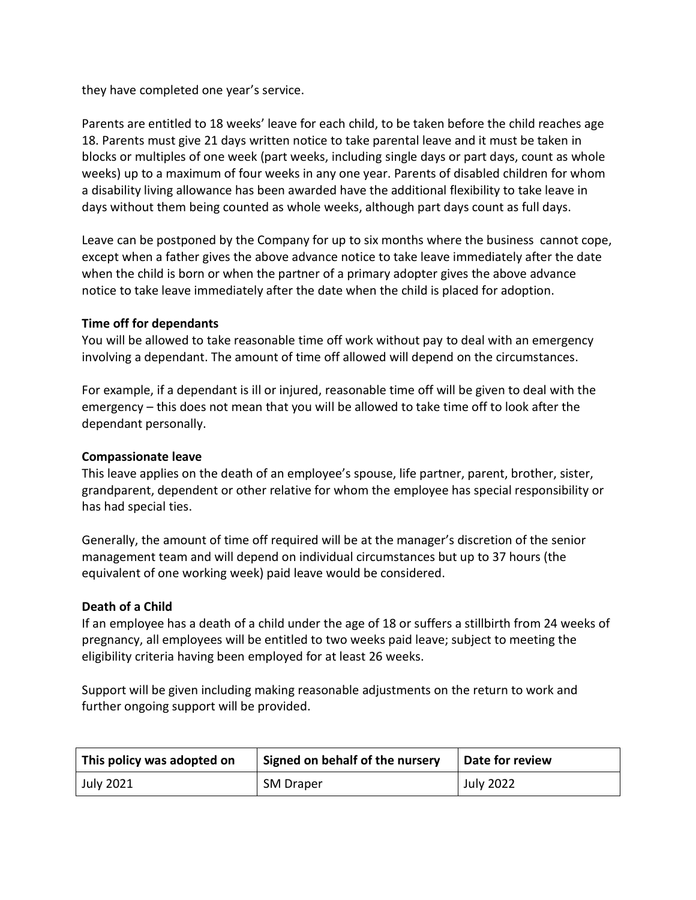they have completed one year's service.

Parents are entitled to 18 weeks' leave for each child, to be taken before the child reaches age 18. Parents must give 21 days written notice to take parental leave and it must be taken in blocks or multiples of one week (part weeks, including single days or part days, count as whole weeks) up to a maximum of four weeks in any one year. Parents of disabled children for whom a disability living allowance has been awarded have the additional flexibility to take leave in days without them being counted as whole weeks, although part days count as full days.

Leave can be postponed by the Company for up to six months where the business cannot cope, except when a father gives the above advance notice to take leave immediately after the date when the child is born or when the partner of a primary adopter gives the above advance notice to take leave immediately after the date when the child is placed for adoption.

**Time off for dependants**

You will be allowed to take reasonable time off work without pay to deal with an emergency involving a dependant. The amount of time off allowed will depend on the circumstances.

For example, if a dependant is ill or injured, reasonable time off will be given to deal with the emergency – this does not mean that you will be allowed to take time off to look after the dependant personally.

**Compassionate leave**

This leave applies on the death of an employee's spouse, life partner, parent, brother, sister, grandparent, dependent or other relative for whom the employee has special responsibility or has had special ties.

Generally, the amount of time off required will be at the manager's discretion of the senior management team and will depend on individual circumstances but up to 37 hours (the equivalent of one working week) paid leave would be considered.

**Death of a Child**

If an employee has a death of a child under the age of 18 or suffers a stillbirth from 24 weeks of pregnancy, all employees will be entitled to two weeks paid leave; subject to meeting the eligibility criteria having been employed for at least 26 weeks.

Support will be given including making reasonable adjustments on the return to work and further ongoing support will be provided.

| This policy was adopted on | Signed on behalf of the nursery | Date for review |
|---|---|---|
| July 2021 | SM Draper | July 2022 |